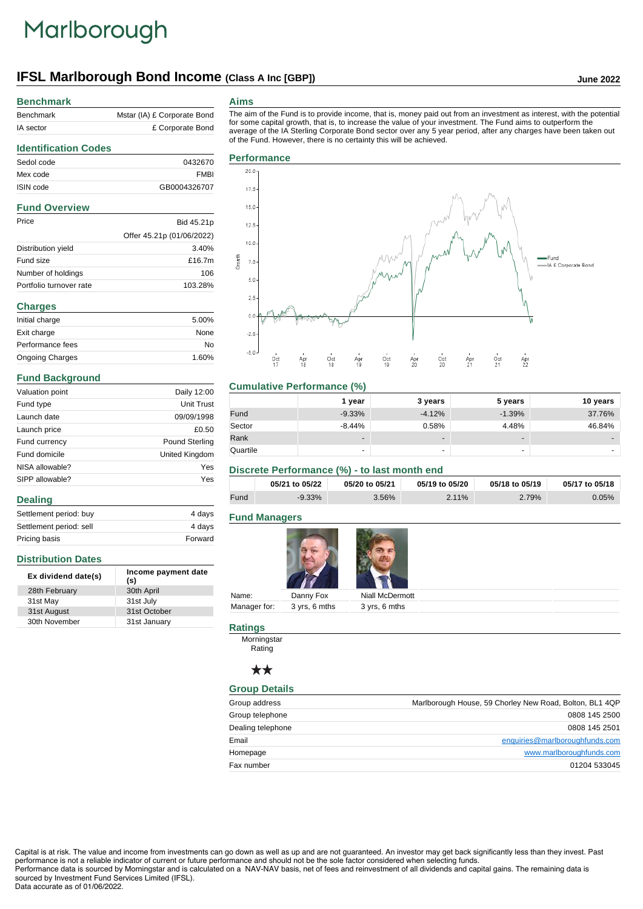# Marlborough

## IFSL Marlborough Bond Income (Class A Inc [GBP])

**June 2022**

### Benchmark

| | |
|---|---|
| Benchmark | Mstar (IA) £ Corporate Bond |
| IA sector | £ Corporate Bond |

### Identification Codes

| | |
|---|---|
| Sedol code | 0432670 |
| Mex code | FMBI |
| ISIN code | GB0004326707 |

### Fund Overview

| | |
|---|---|
| Price | Bid 45.21p |
| | Offer 45.21p (01/06/2022) |
| Distribution yield | 3.40% |
| Fund size | £16.7m |
| Number of holdings | 106 |
| Portfolio turnover rate | 103.28% |

### Charges

| | |
|---|---|
| Initial charge | 5.00% |
| Exit charge | None |
| Performance fees | No |
| Ongoing Charges | 1.60% |

### Fund Background

| | |
|---|---|
| Valuation point | Daily 12:00 |
| Fund type | Unit Trust |
| Launch date | 09/09/1998 |
| Launch price | £0.50 |
| Fund currency | Pound Sterling |
| Fund domicile | United Kingdom |
| NISA allowable? | Yes |
| SIPP allowable? | Yes |

### Dealing

| | |
|---|---|
| Settlement period: buy | 4 days |
| Settlement period: sell | 4 days |
| Pricing basis | Forward |

### Distribution Dates

| Ex dividend date(s) | Income payment date (s) |
|---|---|
| 28th February | 30th April |
| 31st May | 31st July |
| 31st August | 31st October |
| 30th November | 31st January |

### Aims

The aim of the Fund is to provide income, that is, money paid out from an investment as interest, with the potential for some capital growth, that is, to increase the value of your investment. The Fund aims to outperform the average of the IA Sterling Corporate Bond sector over any 5 year period, after any charges have been taken out of the Fund. However, there is no certainty this will be achieved.

### Performance

### Cumulative Performance (%)

| | 1 year | 3 years | 5 years | 10 years |
|---|---|---|---|---|
| Fund | -9.33% | -4.12% | -1.39% | 37.76% |
| Sector | -8.44% | 0.58% | 4.48% | 46.84% |
| Rank | - | - | - | - |
| Quartile | - | - | - | - |

### Discrete Performance (%) - to last month end

| | 05/21 to 05/22 | 05/20 to 05/21 | 05/19 to 05/20 | 05/18 to 05/19 | 05/17 to 05/18 |
|---|---|---|---|---|---|
| Fund | -9.33% | 3.56% | 2.11% | 2.79% | 0.05% |

### Fund Managers

| | | |
|---|---|---|
| Name: | Danny Fox | Niall McDermott |
| Manager for: | 3 yrs, 6 mths | 3 yrs, 6 mths |

### Ratings

Morningstar Rating

★★

### Group Details

| | |
|---|---|
| Group address | Marlborough House, 59 Chorley New Road, Bolton, BL1 4QP |
| Group telephone | 0808 145 2500 |
| Dealing telephone | 0808 145 2501 |
| Email | enquiries@marlboroughfunds.com |
| Homepage | www.marlboroughfunds.com |
| Fax number | 01204 533045 |

Capital is at risk. The value and income from investments can go down as well as up and are not guaranteed. An investor may get back significantly less than they invest. Past performance is not a reliable indicator of current or future performance and should not be the sole factor considered when selecting funds.
Performance data is sourced by Morningstar and is calculated on a NAV-NAV basis, net of fees and reinvestment of all dividends and capital gains. The remaining data is sourced by Investment Fund Services Limited (IFSL).
Data accurate as of 01/06/2022.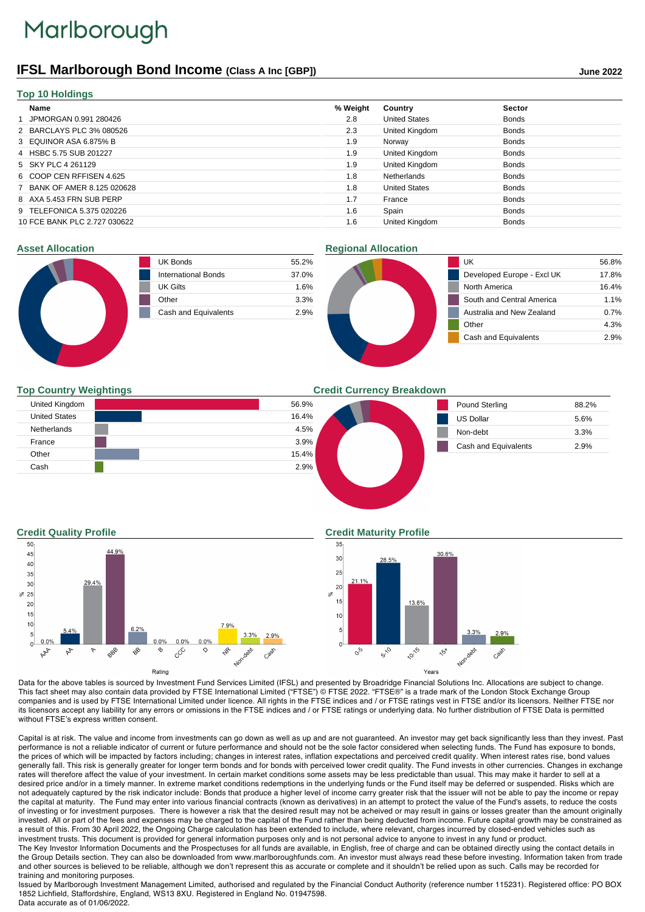Marlborough

# IFSL Marlborough Bond Income (Class A Inc [GBP])

June 2022

## Top 10 Holdings

| | Name | % Weight | Country | Sector |
|---|---|---|---|---|
| 1 | JPMORGAN 0.991 280426 | 2.8 | United States | Bonds |
| 2 | BARCLAYS PLC 3% 080526 | 2.3 | United Kingdom | Bonds |
| 3 | EQUINOR ASA 6.875% B | 1.9 | Norway | Bonds |
| 4 | HSBC 5.75 SUB 201227 | 1.9 | United Kingdom | Bonds |
| 5 | SKY PLC 4 261129 | 1.9 | United Kingdom | Bonds |
| 6 | COOP CEN RFFISEN 4.625 | 1.8 | Netherlands | Bonds |
| 7 | BANK OF AMER 8.125 020628 | 1.8 | United States | Bonds |
| 8 | AXA 5.453 FRN SUB PERP | 1.7 | France | Bonds |
| 9 | TELEFONICA 5.375 020226 | 1.6 | Spain | Bonds |
| 10 | FCE BANK PLC 2.727 030622 | 1.6 | United Kingdom | Bonds |

## Asset Allocation

| | |
|---|---|
| UK Bonds | 55.2% |
| International Bonds | 37.0% |
| UK Gilts | 1.6% |
| Other | 3.3% |
| Cash and Equivalents | 2.9% |

## Regional Allocation

| | |
|---|---|
| UK | 56.8% |
| Developed Europe - Excl UK | 17.8% |
| North America | 16.4% |
| South and Central America | 1.1% |
| Australia and New Zealand | 0.7% |
| Other | 4.3% |
| Cash and Equivalents | 2.9% |

## Top Country Weightings

| | |
|---|---|
| United Kingdom | 56.9% |
| United States | 16.4% |
| Netherlands | 4.5% |
| France | 3.9% |
| Other | 15.4% |
| Cash | 2.9% |

## Credit Currency Breakdown

| | |
|---|---|
| Pound Sterling | 88.2% |
| US Dollar | 5.6% |
| Non-debt | 3.3% |
| Cash and Equivalents | 2.9% |

## Credit Quality Profile

%

0, 5, 10, 15, 20, 25, 30, 35, 40, 45, 50

AAA 0.0%, AA 5.4%, A 29.4%, BBB 44.9%, BB 6.2%, B 0.0%, CCC 0.0%, D 0.0%, NR 7.9%, Non-debt 3.3%, Cash 2.9%

Rating

## Credit Maturity Profile

%

0, 5, 10, 15, 20, 25, 30, 35

0-5 21.1%, 5-10 28.5%, 10-15 13.6%, 15+ 30.6%, Non-debt 3.3%, Cash 2.9%

Years

Data for the above tables is sourced by Investment Fund Services Limited (IFSL) and presented by Broadridge Financial Solutions Inc. Allocations are subject to change. This fact sheet may also contain data provided by FTSE International Limited ("FTSE") © FTSE 2022. "FTSE®" is a trade mark of the London Stock Exchange Group companies and is used by FTSE International Limited under licence. All rights in the FTSE indices and / or FTSE ratings vest in FTSE and/or its licensors. Neither FTSE nor its licensors accept any liability for any errors or omissions in the FTSE indices and / or FTSE ratings or underlying data. No further distribution of FTSE Data is permitted without FTSE's express written consent.

Capital is at risk. The value and income from investments can go down as well as up and are not guaranteed. An investor may get back significantly less than they invest. Past performance is not a reliable indicator of current or future performance and should not be the sole factor considered when selecting funds. The Fund has exposure to bonds, the prices of which will be impacted by factors including; changes in interest rates, inflation expectations and perceived credit quality. When interest rates rise, bond values generally fall. This risk is generally greater for longer term bonds and for bonds with perceived lower credit quality. The Fund invests in other currencies. Changes in exchange rates will therefore affect the value of your investment. In certain market conditions some assets may be less predictable than usual. This may make it harder to sell at a desired price and/or in a timely manner. In extreme market conditions redemptions in the underlying funds or the Fund itself may be deferred or suspended. Risks which are not adequately captured by the risk indicator include: Bonds that produce a higher level of income carry greater risk that the issuer will not be able to pay the income or repay the capital at maturity. The Fund may enter into various financial contracts (known as derivatives) in an attempt to protect the value of the Fund's assets, to reduce the costs of investing or for investment purposes. There is however a risk that the desired result may not be acheived or may result in gains or losses greater than the amount originally invested. All or part of the fees and expenses may be charged to the capital of the Fund rather than being deducted from income. Future capital growth may be constrained as a result of this. From 30 April 2022, the Ongoing Charge calculation has been extended to include, where relevant, charges incurred by closed-ended vehicles such as investment trusts. This document is provided for general information purposes only and is not personal advice to anyone to invest in any fund or product.
The Key Investor Information Documents and the Prospectuses for all funds are available, in English, free of charge and can be obtained directly using the contact details in the Group Details section. They can also be downloaded from www.marlboroughfunds.com. An investor must always read these before investing. Information taken from trade and other sources is believed to be reliable, although we don't represent this as accurate or complete and it shouldn't be relied upon as such. Calls may be recorded for training and monitoring purposes.
Issued by Marlborough Investment Management Limited, authorised and regulated by the Financial Conduct Authority (reference number 115231). Registered office: PO BOX 1852 Lichfield, Staffordshire, England, WS13 8XU. Registered in England No. 01947598.
Data accurate as of 01/06/2022.